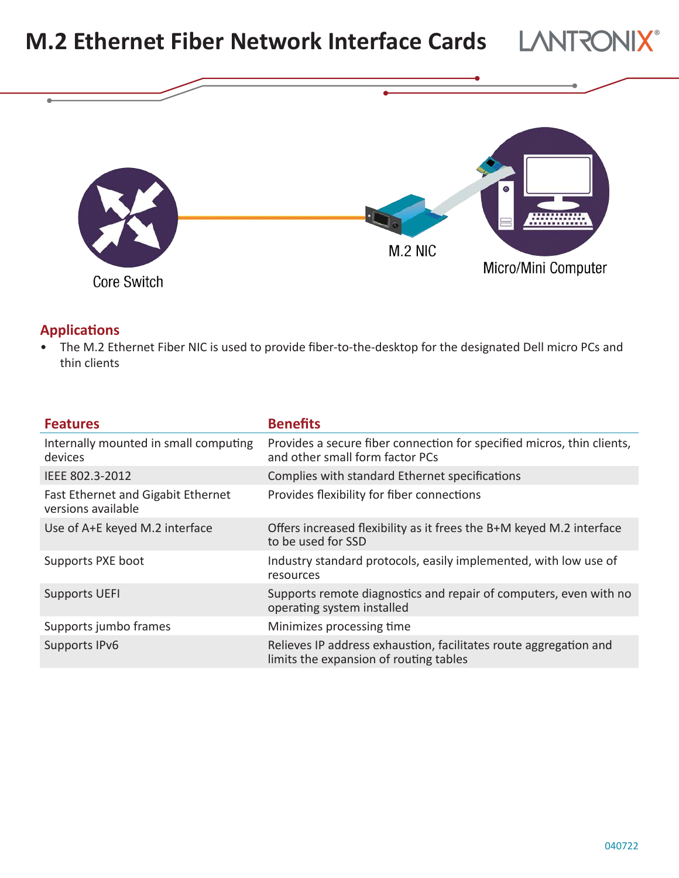# M.2 Ethernet Fiber Network Interface Cards

Core Switch

M.2 NIC

Micro/Mini Computer

## Applications

- The M.2 Ethernet Fiber NIC is used to provide fiber-to-the-desktop for the designated Dell micro PCs and thin clients

| Features | Benefits |
|---|---|
| Internally mounted in small computing devices | Provides a secure fiber connection for specified micros, thin clients, and other small form factor PCs |
| IEEE 802.3-2012 | Complies with standard Ethernet specifications |
| Fast Ethernet and Gigabit Ethernet versions available | Provides flexibility for fiber connections |
| Use of A+E keyed M.2 interface | Offers increased flexibility as it frees the B+M keyed M.2 interface to be used for SSD |
| Supports PXE boot | Industry standard protocols, easily implemented, with low use of resources |
| Supports UEFI | Supports remote diagnostics and repair of computers, even with no operating system installed |
| Supports jumbo frames | Minimizes processing time |
| Supports IPv6 | Relieves IP address exhaustion, facilitates route aggregation and limits the expansion of routing tables |

040722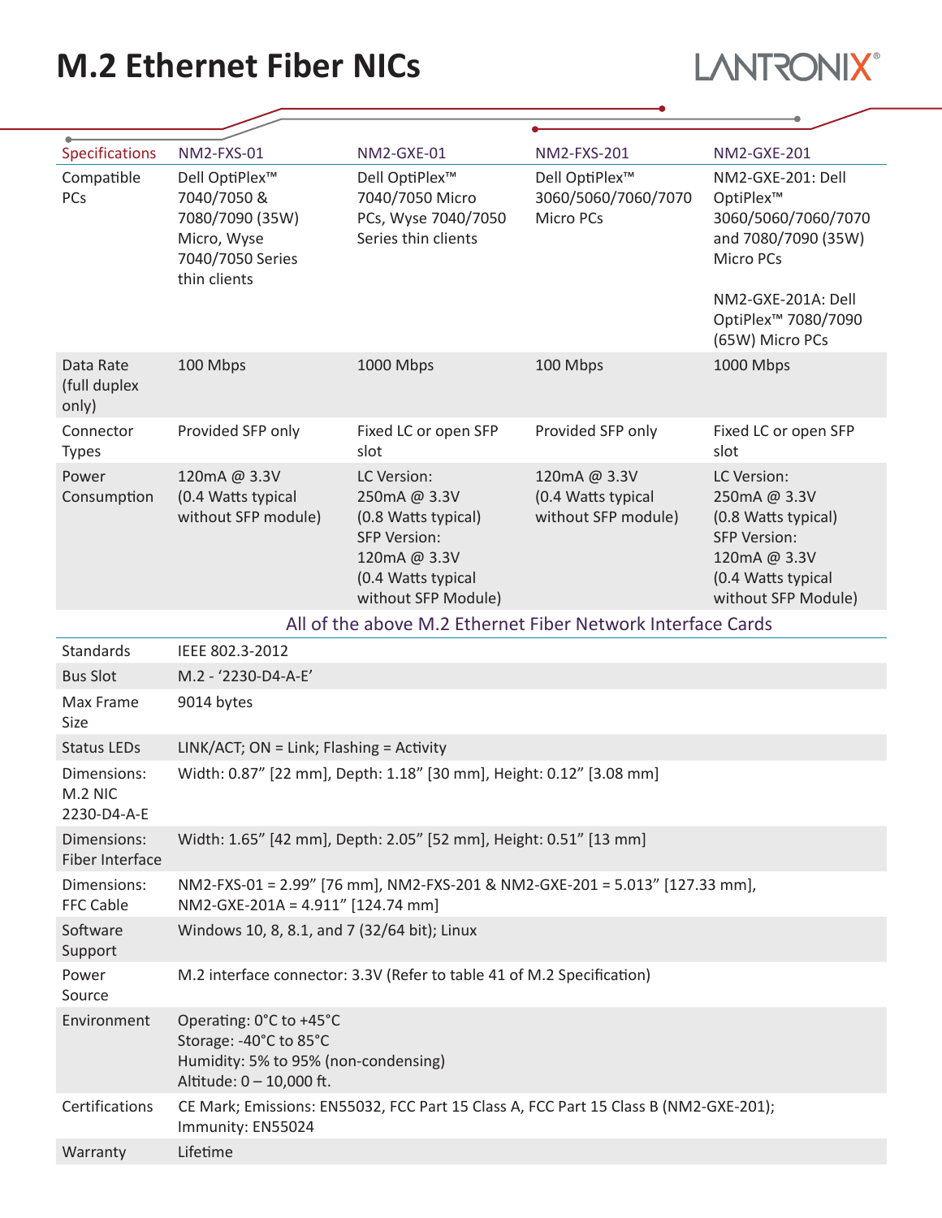# M.2 Ethernet Fiber NICs

| Specifications | NM2-FXS-01 | NM2-GXE-01 | NM2-FXS-201 | NM2-GXE-201 |
|---|---|---|---|---|
| Compatible PCs | Dell OptiPlex™ 7040/7050 & 7080/7090 (35W) Micro, Wyse 7040/7050 Series thin clients | Dell OptiPlex™ 7040/7050 Micro PCs, Wyse 7040/7050 Series thin clients | Dell OptiPlex™ 3060/5060/7060/7070 Micro PCs | NM2-GXE-201: Dell OptiPlex™ 3060/5060/7060/7070 and 7080/7090 (35W) Micro PCs<br><br>NM2-GXE-201A: Dell OptiPlex™ 7080/7090 (65W) Micro PCs |
| Data Rate (full duplex only) | 100 Mbps | 1000 Mbps | 100 Mbps | 1000 Mbps |
| Connector Types | Provided SFP only | Fixed LC or open SFP slot | Provided SFP only | Fixed LC or open SFP slot |
| Power Consumption | 120mA @ 3.3V (0.4 Watts typical without SFP module) | LC Version: 250mA @ 3.3V (0.8 Watts typical) SFP Version: 120mA @ 3.3V (0.4 Watts typical without SFP Module) | 120mA @ 3.3V (0.4 Watts typical without SFP module) | LC Version: 250mA @ 3.3V (0.8 Watts typical) SFP Version: 120mA @ 3.3V (0.4 Watts typical without SFP Module) |

All of the above M.2 Ethernet Fiber Network Interface Cards

| | |
|---|---|
| Standards | IEEE 802.3-2012 |
| Bus Slot | M.2 - '2230-D4-A-E' |
| Max Frame Size | 9014 bytes |
| Status LEDs | LINK/ACT; ON = Link; Flashing = Activity |
| Dimensions: M.2 NIC 2230-D4-A-E | Width: 0.87" [22 mm], Depth: 1.18" [30 mm], Height: 0.12" [3.08 mm] |
| Dimensions: Fiber Interface | Width: 1.65" [42 mm], Depth: 2.05" [52 mm], Height: 0.51" [13 mm] |
| Dimensions: FFC Cable | NM2-FXS-01 = 2.99" [76 mm], NM2-FXS-201 & NM2-GXE-201 = 5.013" [127.33 mm], NM2-GXE-201A = 4.911" [124.74 mm] |
| Software Support | Windows 10, 8, 8.1, and 7 (32/64 bit); Linux |
| Power Source | M.2 interface connector: 3.3V (Refer to table 41 of M.2 Specification) |
| Environment | Operating: 0°C to +45°C<br>Storage: -40°C to 85°C<br>Humidity: 5% to 95% (non-condensing)<br>Altitude: 0 – 10,000 ft. |
| Certifications | CE Mark; Emissions: EN55032, FCC Part 15 Class A, FCC Part 15 Class B (NM2-GXE-201); Immunity: EN55024 |
| Warranty | Lifetime |